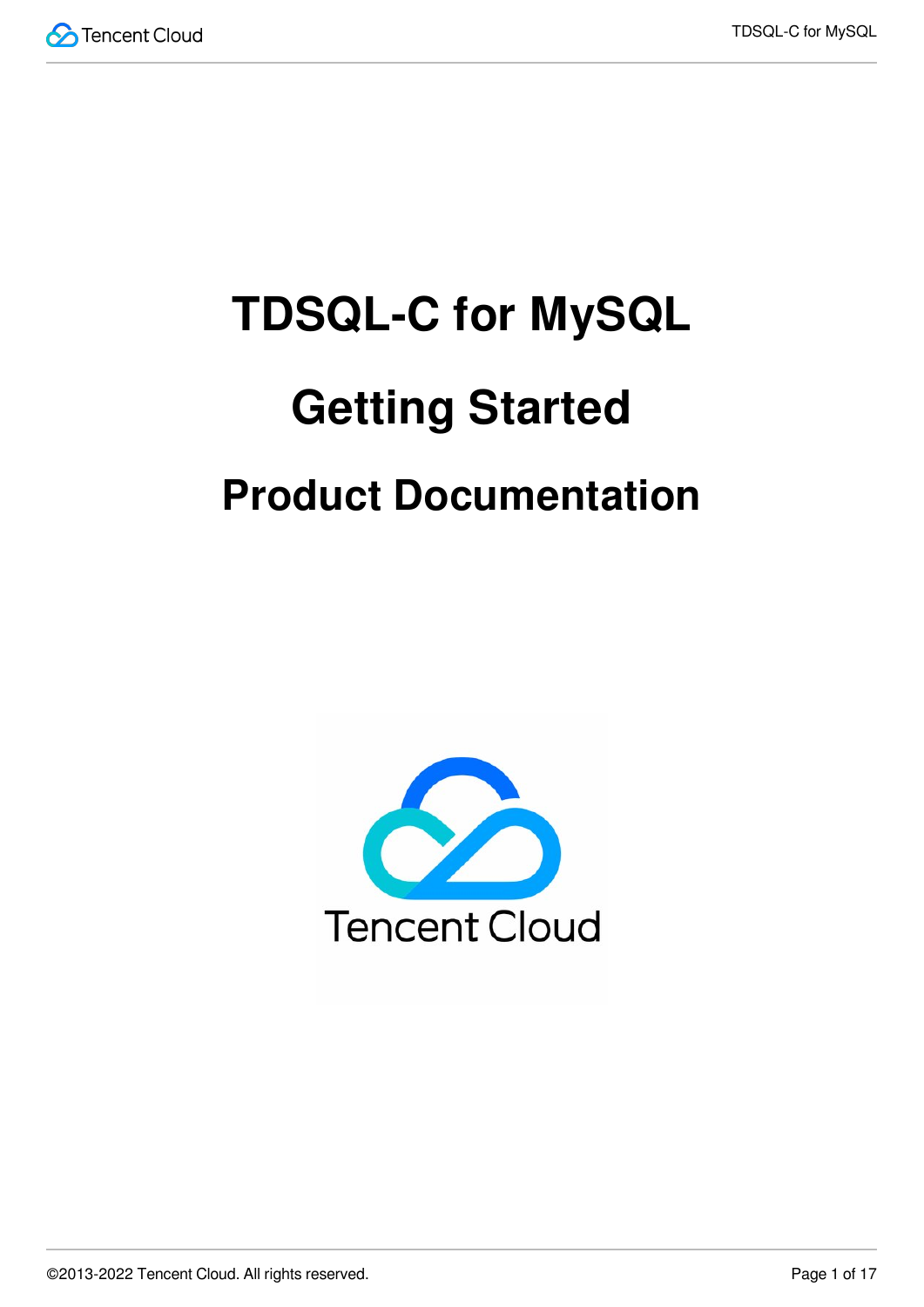# TDSQL-C for MySQL

# Getting Started

## Product Documentation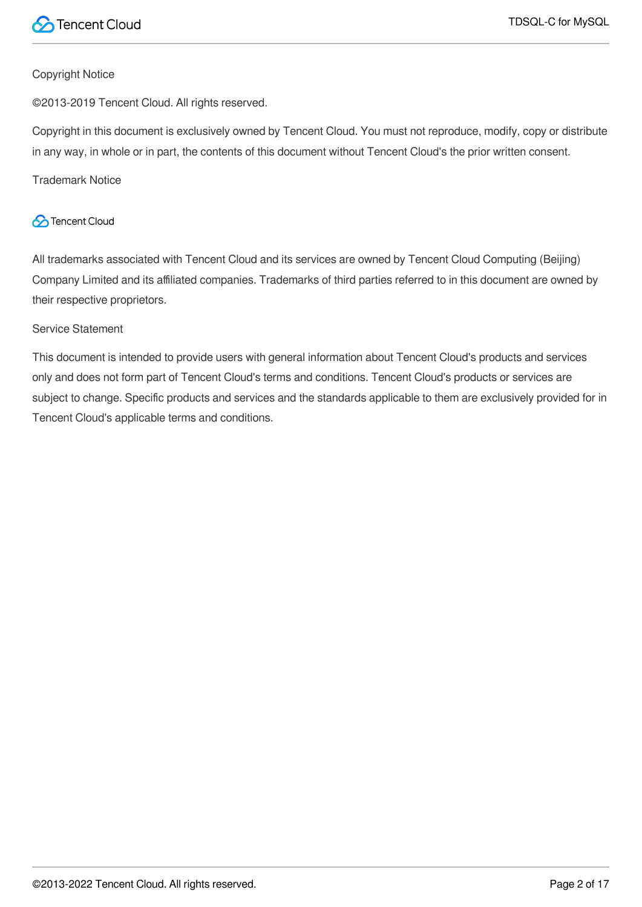Copyright Notice

©2013-2019 Tencent Cloud. All rights reserved.

Copyright in this document is exclusively owned by Tencent Cloud. You must not reproduce, modify, copy or distribute in any way, in whole or in part, the contents of this document without Tencent Cloud's the prior written consent.

Trademark Notice

Tencent Cloud

All trademarks associated with Tencent Cloud and its services are owned by Tencent Cloud Computing (Beijing) Company Limited and its affiliated companies. Trademarks of third parties referred to in this document are owned by their respective proprietors.

Service Statement

This document is intended to provide users with general information about Tencent Cloud's products and services only and does not form part of Tencent Cloud's terms and conditions. Tencent Cloud's products or services are subject to change. Specific products and services and the standards applicable to them are exclusively provided for in Tencent Cloud's applicable terms and conditions.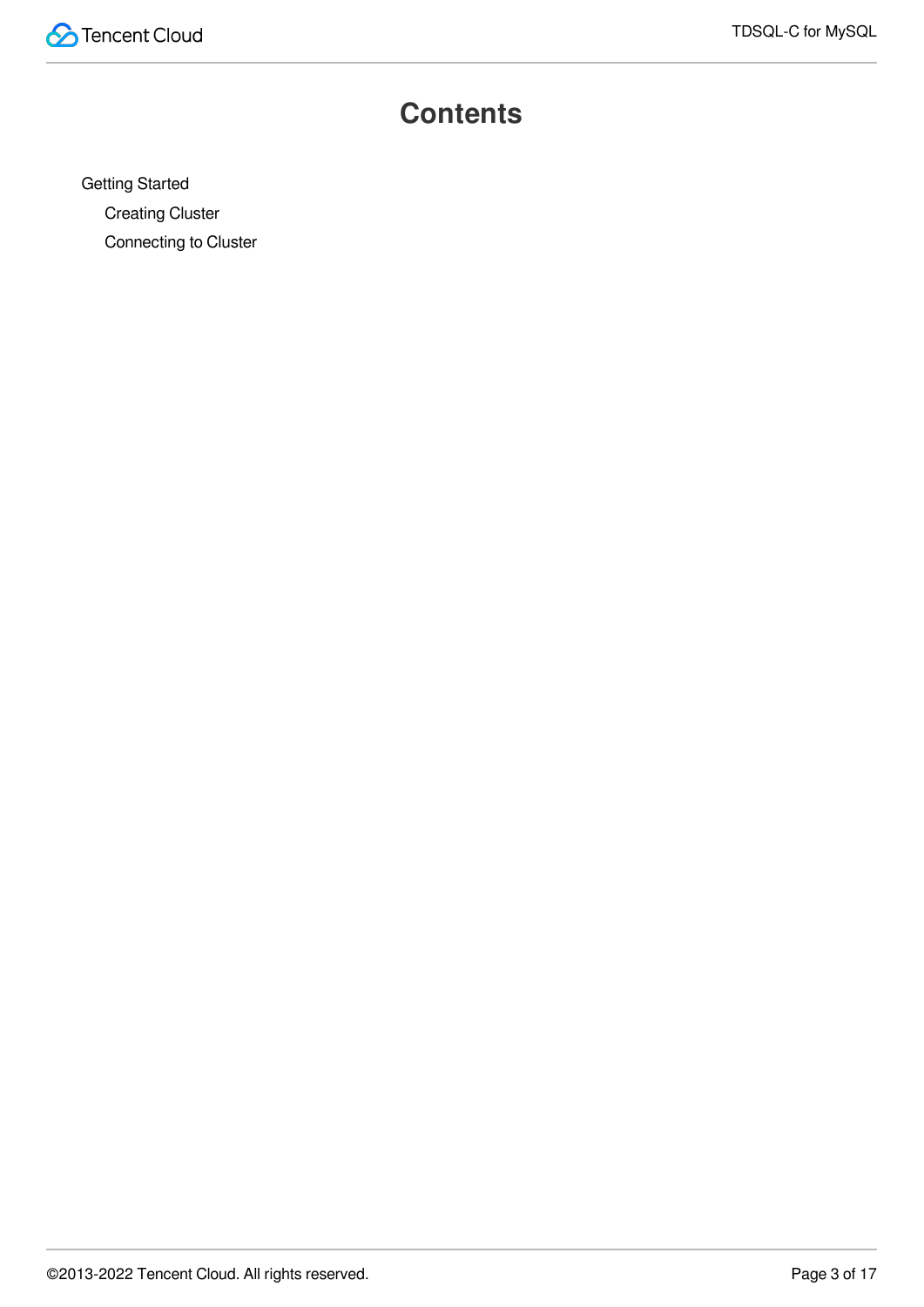# Contents

- Getting Started
  - Creating Cluster
  - Connecting to Cluster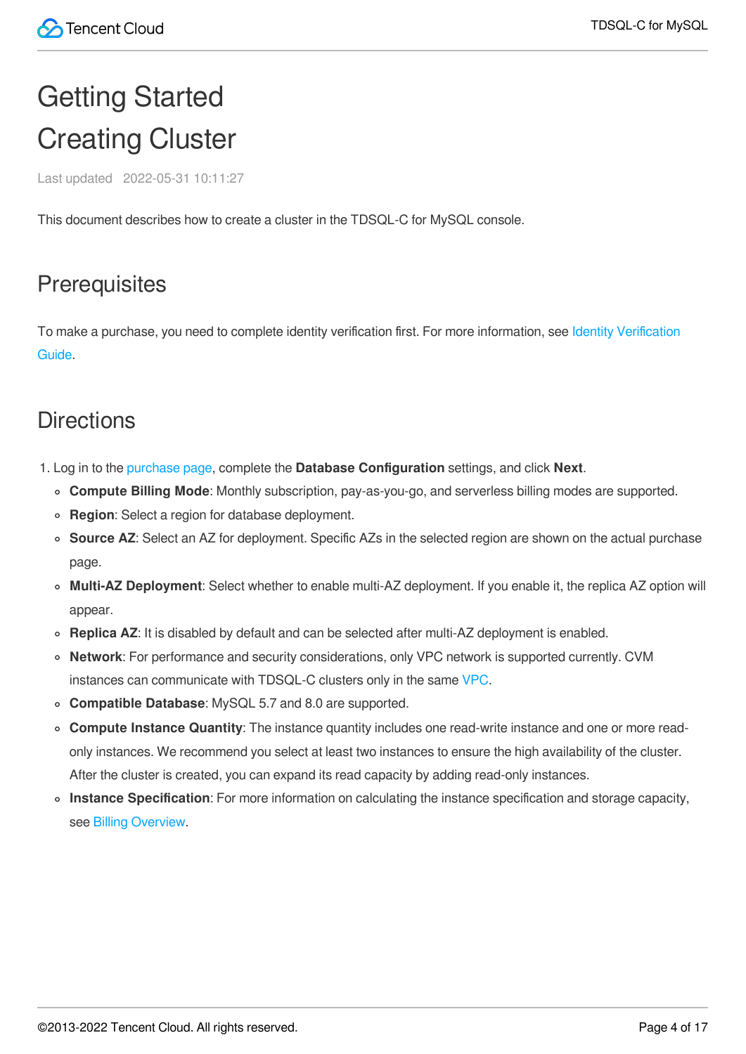# Getting Started

# Creating Cluster

Last updated 2022-05-31 10:11:27

This document describes how to create a cluster in the TDSQL-C for MySQL console.

## Prerequisites

To make a purchase, you need to complete identity verification first. For more information, see Identity Verification Guide.

## Directions

1. Log in to the purchase page, complete the **Database Configuration** settings, and click **Next**.
   - **Compute Billing Mode**: Monthly subscription, pay-as-you-go, and serverless billing modes are supported.
   - **Region**: Select a region for database deployment.
   - **Source AZ**: Select an AZ for deployment. Specific AZs in the selected region are shown on the actual purchase page.
   - **Multi-AZ Deployment**: Select whether to enable multi-AZ deployment. If you enable it, the replica AZ option will appear.
   - **Replica AZ**: It is disabled by default and can be selected after multi-AZ deployment is enabled.
   - **Network**: For performance and security considerations, only VPC network is supported currently. CVM instances can communicate with TDSQL-C clusters only in the same VPC.
   - **Compatible Database**: MySQL 5.7 and 8.0 are supported.
   - **Compute Instance Quantity**: The instance quantity includes one read-write instance and one or more read-only instances. We recommend you select at least two instances to ensure the high availability of the cluster. After the cluster is created, you can expand its read capacity by adding read-only instances.
   - **Instance Specification**: For more information on calculating the instance specification and storage capacity, see Billing Overview.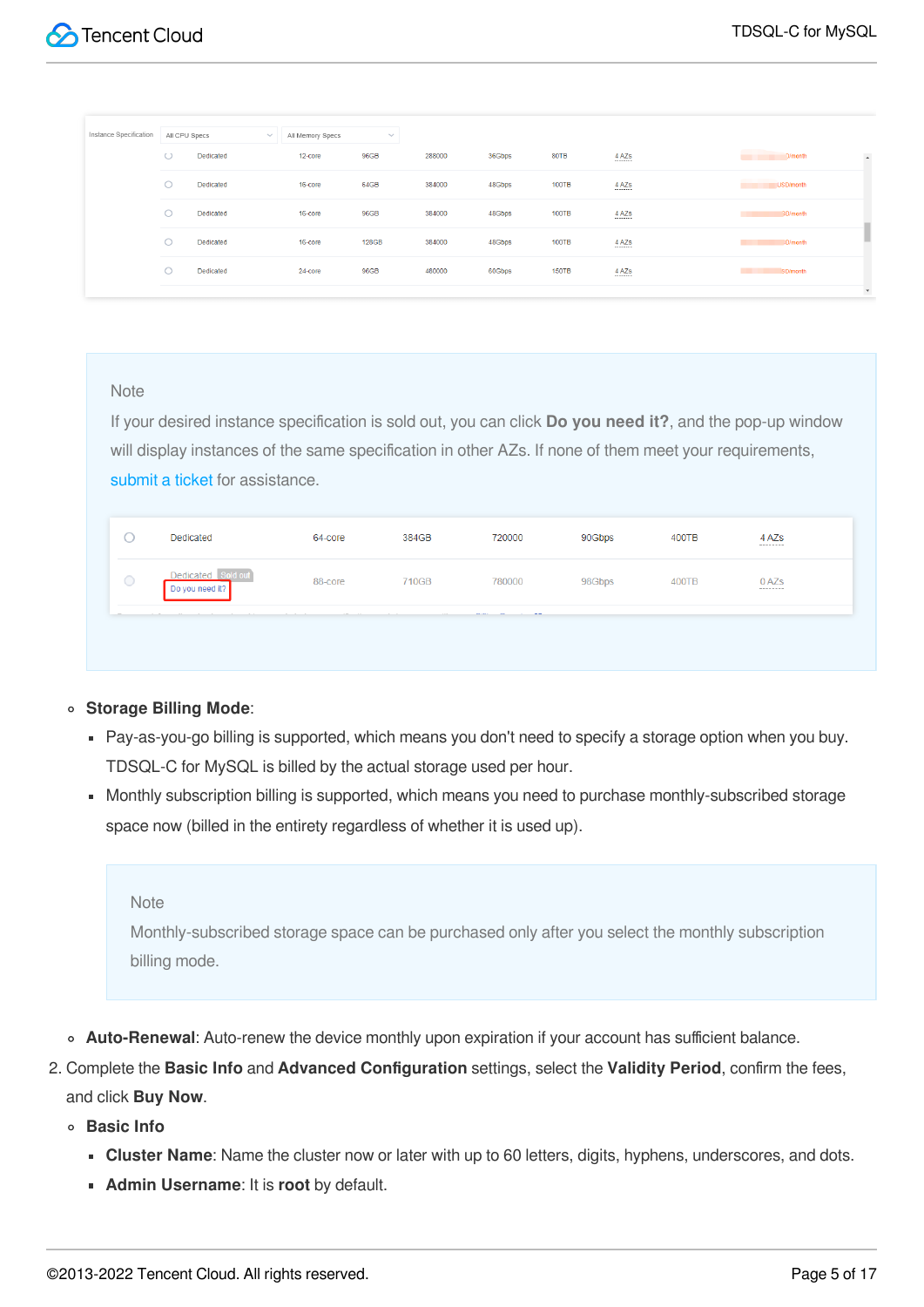| Instance Specification | All CPU Specs | All Memory Specs | | | | | |
|---|---|---|---|---|---|---|---|
| ○ Dedicated | 12-core | 96GB | 288000 | 36Gbps | 80TB | 4 AZs | /month |
| ○ Dedicated | 16-core | 64GB | 384000 | 48Gbps | 100TB | 4 AZs | USD/month |
| ○ Dedicated | 16-core | 96GB | 384000 | 48Gbps | 100TB | 4 AZs | SD/month |
| ○ Dedicated | 16-core | 128GB | 384000 | 48Gbps | 100TB | 4 AZs | D/month |
| ○ Dedicated | 24-core | 96GB | 480000 | 60Gbps | 150TB | 4 AZs | SD/month |

Note

If your desired instance specification is sold out, you can click **Do you need it?**, and the pop-up window will display instances of the same specification in other AZs. If none of them meet your requirements, submit a ticket for assistance.

| | | | | | | |
|---|---|---|---|---|---|---|
| ○ Dedicated | 64-core | 384GB | 720000 | 90Gbps | 400TB | 4 AZs |
| ○ Dedicated Sold out Do you need it? | 88-core | 710GB | 780000 | 98Gbps | 400TB | 0 AZs |

- **Storage Billing Mode**:
  - Pay-as-you-go billing is supported, which means you don't need to specify a storage option when you buy. TDSQL-C for MySQL is billed by the actual storage used per hour.
  - Monthly subscription billing is supported, which means you need to purchase monthly-subscribed storage space now (billed in the entirety regardless of whether it is used up).

  Note

  Monthly-subscribed storage space can be purchased only after you select the monthly subscription billing mode.

- **Auto-Renewal**: Auto-renew the device monthly upon expiration if your account has sufficient balance.

2. Complete the **Basic Info** and **Advanced Configuration** settings, select the **Validity Period**, confirm the fees, and click **Buy Now**.
   - **Basic Info**
     - **Cluster Name**: Name the cluster now or later with up to 60 letters, digits, hyphens, underscores, and dots.
     - **Admin Username**: It is **root** by default.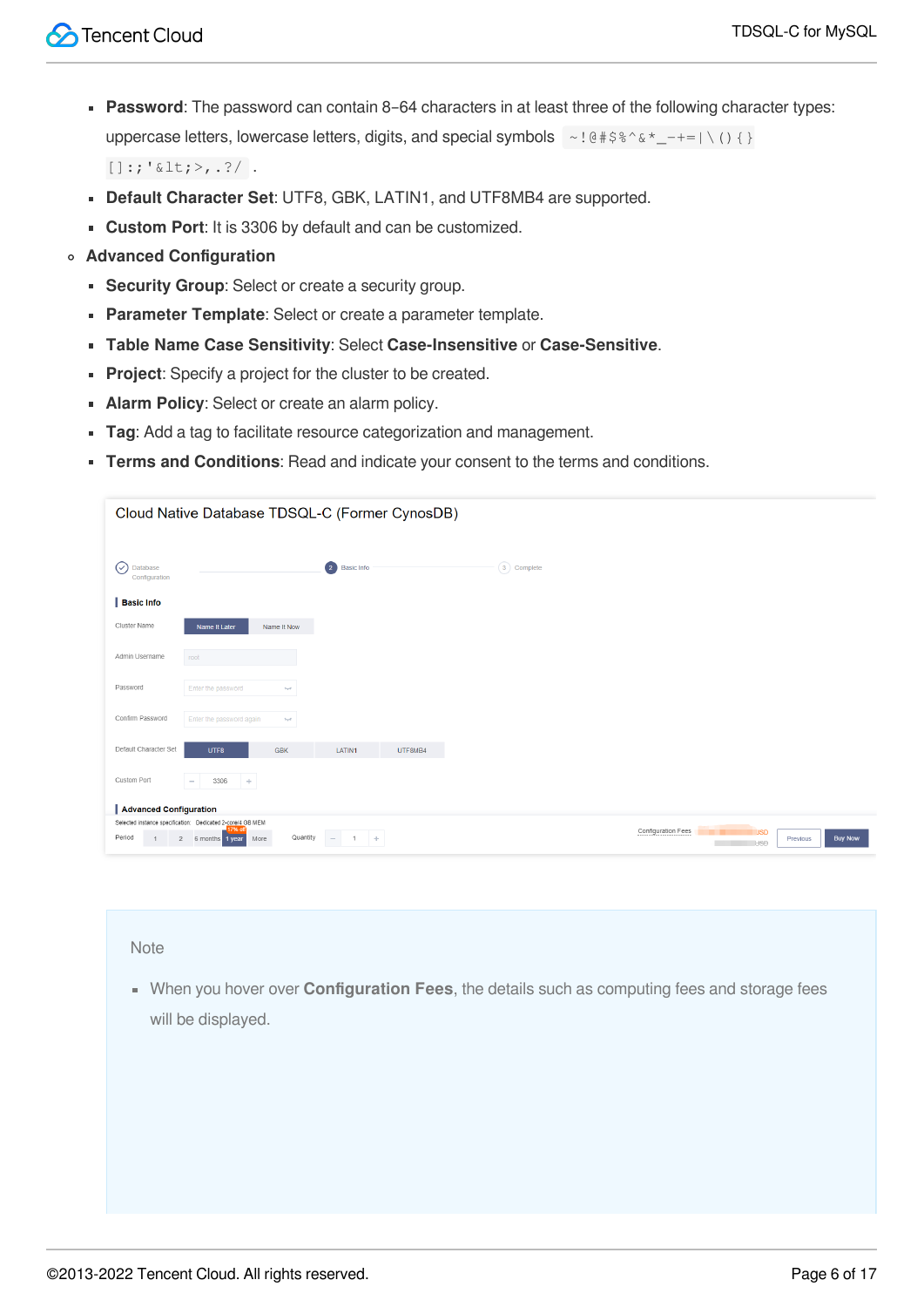- **Password**: The password can contain 8–64 characters in at least three of the following character types: uppercase letters, lowercase letters, digits, and special symbols `~!@#$%^&*_-+=|\(){}[]:;'&lt;>,.?/` .
- **Default Character Set**: UTF8, GBK, LATIN1, and UTF8MB4 are supported.
- **Custom Port**: It is 3306 by default and can be customized.

- **Advanced Configuration**
  - **Security Group**: Select or create a security group.
  - **Parameter Template**: Select or create a parameter template.
  - **Table Name Case Sensitivity**: Select **Case-Insensitive** or **Case-Sensitive**.
  - **Project**: Specify a project for the cluster to be created.
  - **Alarm Policy**: Select or create an alarm policy.
  - **Tag**: Add a tag to facilitate resource categorization and management.
  - **Terms and Conditions**: Read and indicate your consent to the terms and conditions.

Note

- When you hover over **Configuration Fees**, the details such as computing fees and storage fees will be displayed.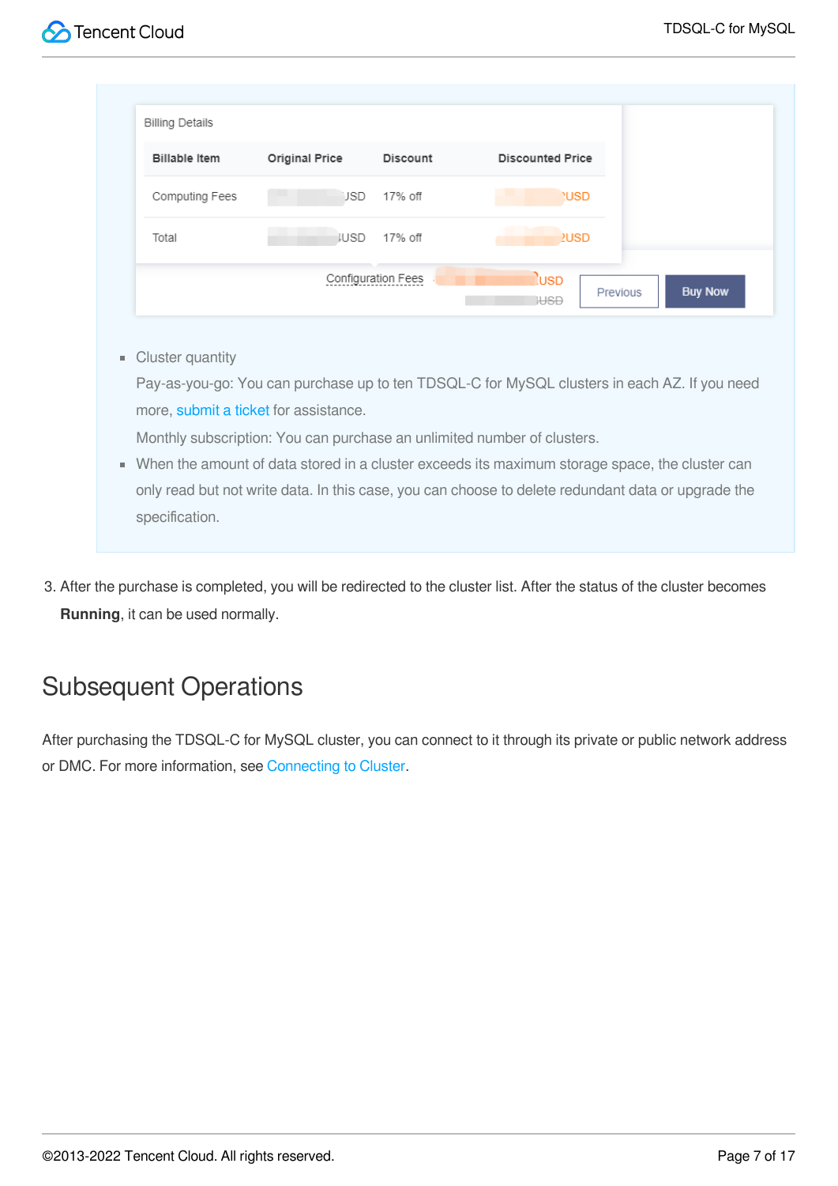| Billable Item | Original Price | Discount | Discounted Price |
| --- | --- | --- | --- |
| Computing Fees | USD | 17% off | USD |
| Total | USD | 17% off | USD |

Configuration Fees USD USD

Previous Buy Now

- Cluster quantity

  Pay-as-you-go: You can purchase up to ten TDSQL-C for MySQL clusters in each AZ. If you need more, submit a ticket for assistance.

  Monthly subscription: You can purchase an unlimited number of clusters.

- When the amount of data stored in a cluster exceeds its maximum storage space, the cluster can only read but not write data. In this case, you can choose to delete redundant data or upgrade the specification.

3. After the purchase is completed, you will be redirected to the cluster list. After the status of the cluster becomes **Running**, it can be used normally.

## Subsequent Operations

After purchasing the TDSQL-C for MySQL cluster, you can connect to it through its private or public network address or DMC. For more information, see Connecting to Cluster.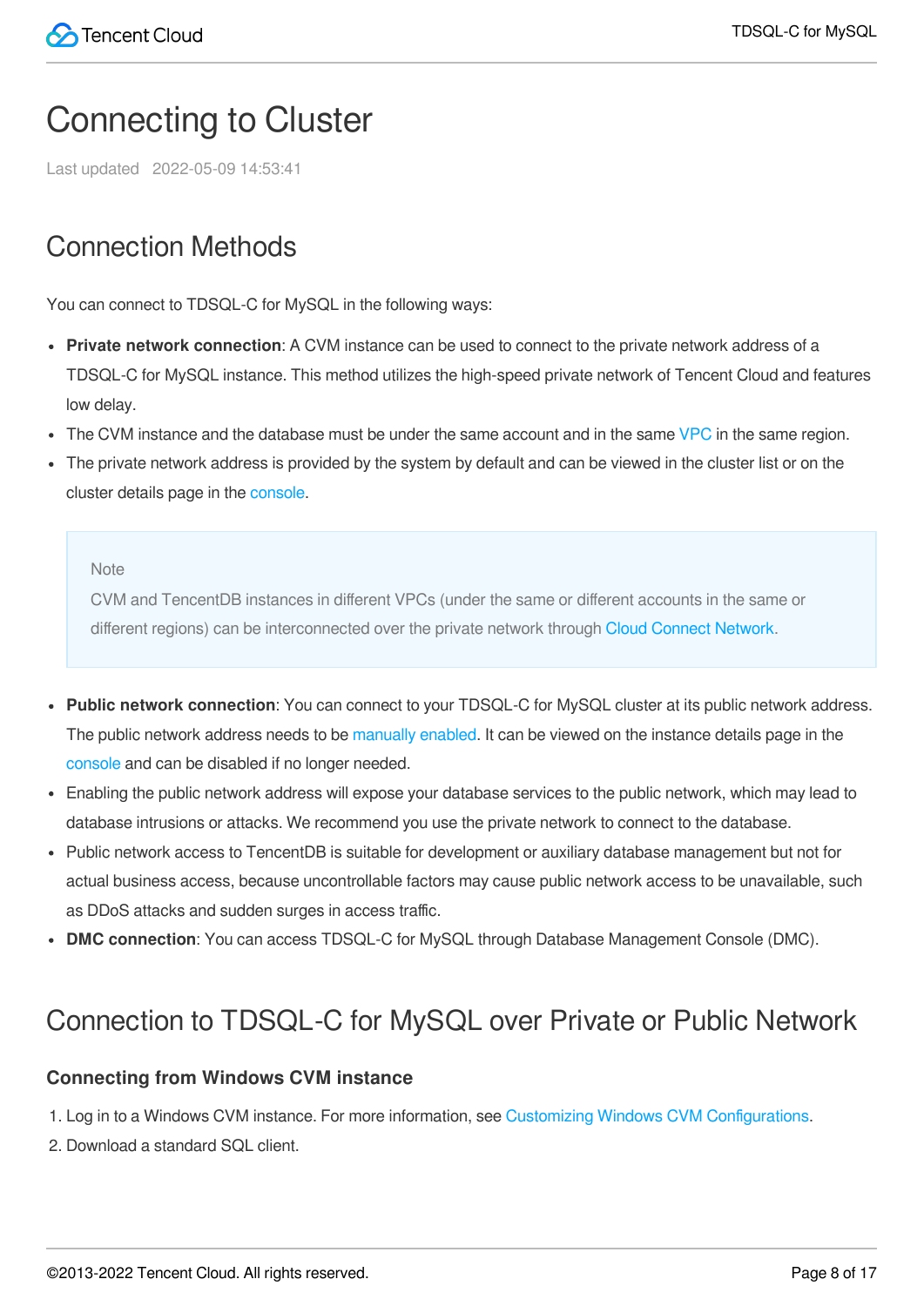# Connecting to Cluster

Last updated 2022-05-09 14:53:41

## Connection Methods

You can connect to TDSQL-C for MySQL in the following ways:

- **Private network connection**: A CVM instance can be used to connect to the private network address of a TDSQL-C for MySQL instance. This method utilizes the high-speed private network of Tencent Cloud and features low delay.
- The CVM instance and the database must be under the same account and in the same VPC in the same region.
- The private network address is provided by the system by default and can be viewed in the cluster list or on the cluster details page in the console.

> Note
> CVM and TencentDB instances in different VPCs (under the same or different accounts in the same or different regions) can be interconnected over the private network through Cloud Connect Network.

- **Public network connection**: You can connect to your TDSQL-C for MySQL cluster at its public network address. The public network address needs to be manually enabled. It can be viewed on the instance details page in the console and can be disabled if no longer needed.
- Enabling the public network address will expose your database services to the public network, which may lead to database intrusions or attacks. We recommend you use the private network to connect to the database.
- Public network access to TencentDB is suitable for development or auxiliary database management but not for actual business access, because uncontrollable factors may cause public network access to be unavailable, such as DDoS attacks and sudden surges in access traffic.
- **DMC connection**: You can access TDSQL-C for MySQL through Database Management Console (DMC).

## Connection to TDSQL-C for MySQL over Private or Public Network

### Connecting from Windows CVM instance

1. Log in to a Windows CVM instance. For more information, see Customizing Windows CVM Configurations.
2. Download a standard SQL client.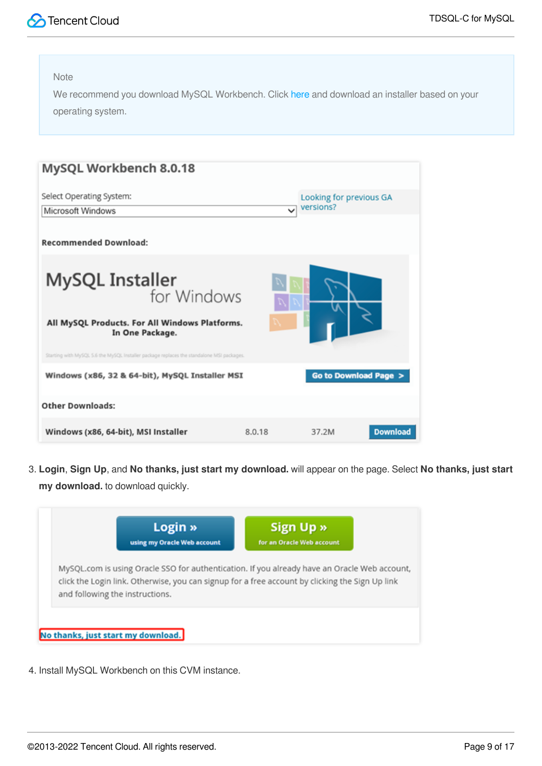> Note
> We recommend you download MySQL Workbench. Click here and download an installer based on your operating system.

3. **Login**, **Sign Up**, and **No thanks, just start my download.** will appear on the page. Select **No thanks, just start my download.** to download quickly.

4. Install MySQL Workbench on this CVM instance.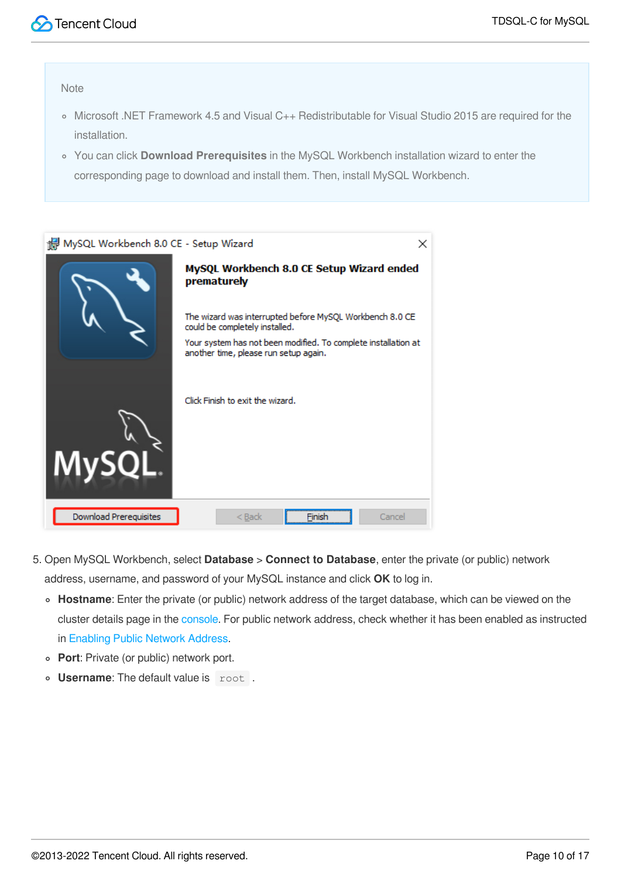Note

- Microsoft .NET Framework 4.5 and Visual C++ Redistributable for Visual Studio 2015 are required for the installation.
- You can click **Download Prerequisites** in the MySQL Workbench installation wizard to enter the corresponding page to download and install them. Then, install MySQL Workbench.

5. Open MySQL Workbench, select **Database** > **Connect to Database**, enter the private (or public) network address, username, and password of your MySQL instance and click **OK** to log in.
   - **Hostname**: Enter the private (or public) network address of the target database, which can be viewed on the cluster details page in the console. For public network address, check whether it has been enabled as instructed in Enabling Public Network Address.
   - **Port**: Private (or public) network port.
   - **Username**: The default value is `root` .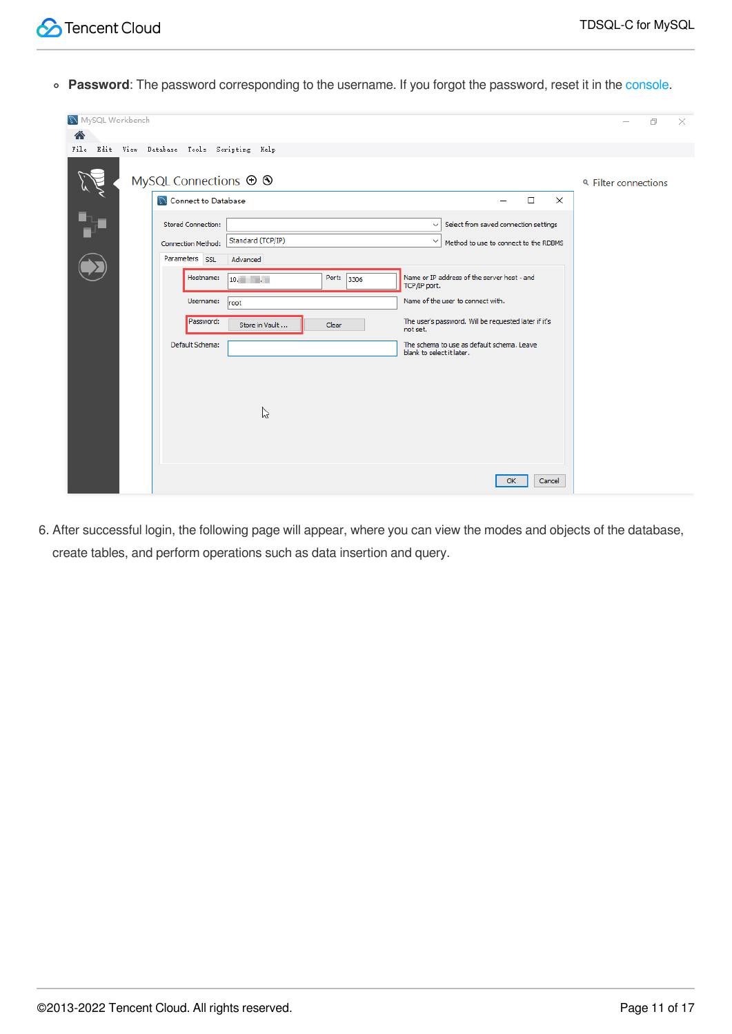- **Password**: The password corresponding to the username. If you forgot the password, reset it in the console.

6. After successful login, the following page will appear, where you can view the modes and objects of the database, create tables, and perform operations such as data insertion and query.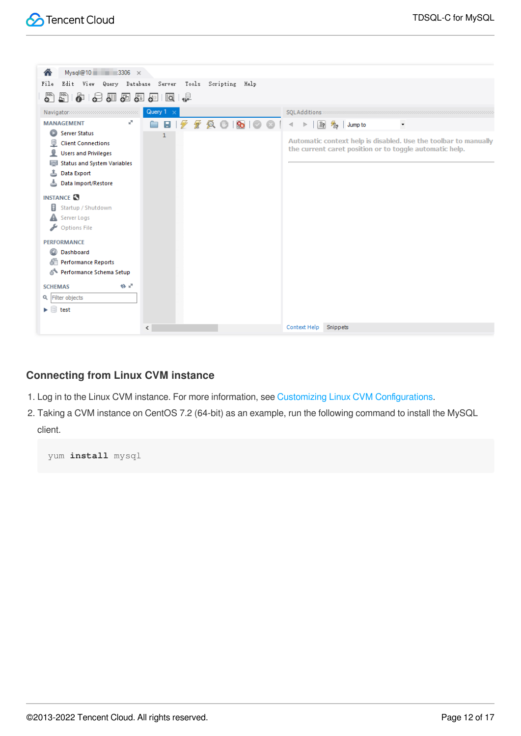## Connecting from Linux CVM instance

1. Log in to the Linux CVM instance. For more information, see Customizing Linux CVM Configurations.
2. Taking a CVM instance on CentOS 7.2 (64-bit) as an example, run the following command to install the MySQL client.

```
yum install mysql
```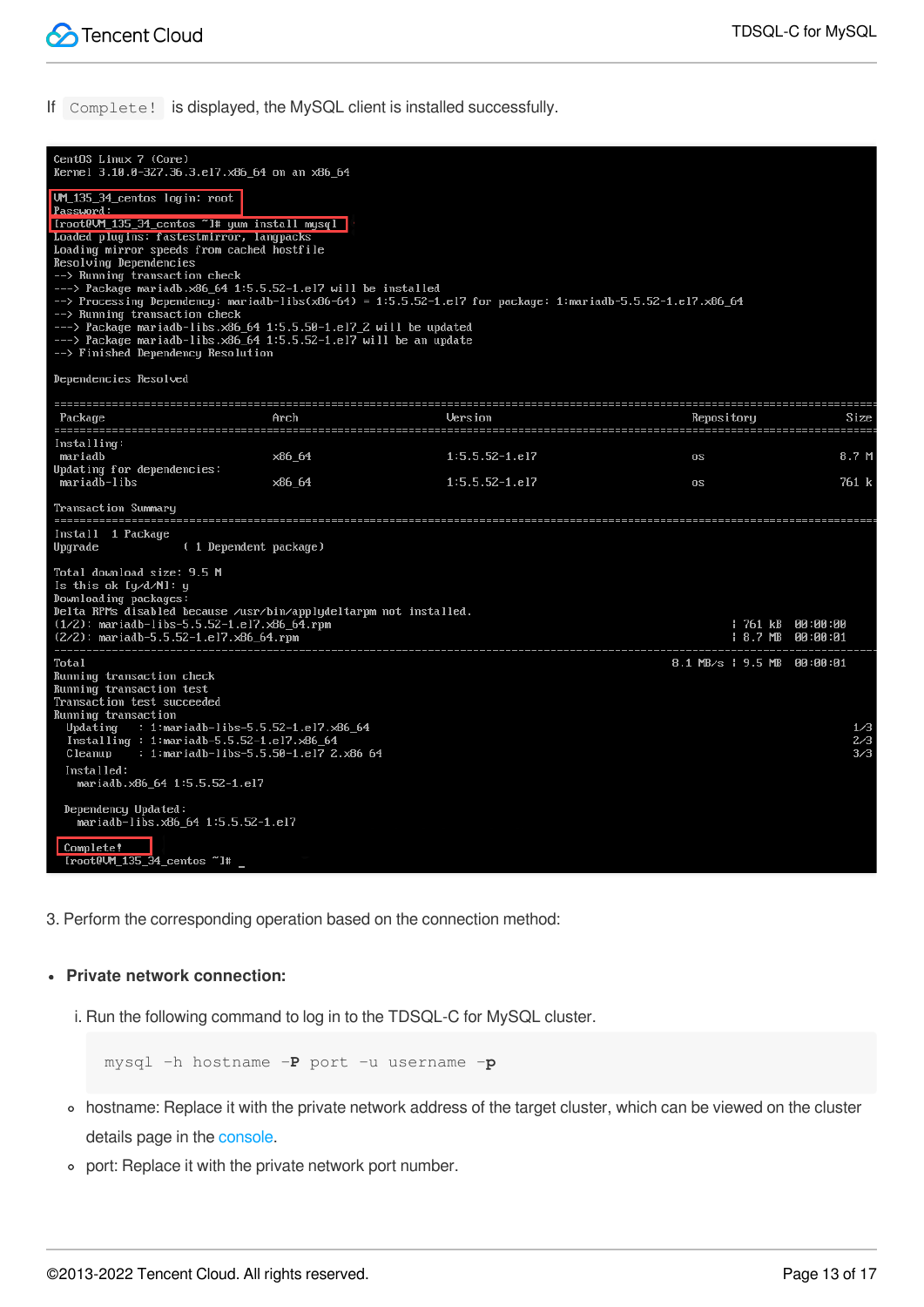If `Complete!` is displayed, the MySQL client is installed successfully.

```
CentOS Linux 7 (Core)
Kernel 3.10.0-327.36.3.el7.x86_64 on an x86_64

VM_135_34_centos login: root
Password:
[root@VM_135_34_centos ~]# yum install mysql
Loaded plugins: fastestmirror, langpacks
Loading mirror speeds from cached hostfile
Resolving Dependencies
--> Running transaction check
---> Package mariadb.x86_64 1:5.5.52-1.el7 will be installed
--> Processing Dependency: mariadb-libs(x86-64) = 1:5.5.52-1.el7 for package: 1:mariadb-5.5.52-1.el7.x86_64
--> Running transaction check
---> Package mariadb-libs.x86_64 1:5.5.50-1.el7_2 will be updated
---> Package mariadb-libs.x86_64 1:5.5.52-1.el7 will be an update
--> Finished Dependency Resolution

Dependencies Resolved

================================================================================
 Package            Arch           Version              Repository        Size
================================================================================
Installing:
 mariadb            x86_64         1:5.5.52-1.el7       os               8.7 M
Updating for dependencies:
 mariadb-libs       x86_64         1:5.5.52-1.el7       os               761 k

Transaction Summary
================================================================================
Install  1 Package
Upgrade           ( 1 Dependent package)

Total download size: 9.5 M
Is this ok [y/d/N]: y
Downloading packages:
Delta RPMs disabled because /usr/bin/applydeltarpm not installed.
(1/2): mariadb-libs-5.5.52-1.el7.x86_64.rpm                | 761 kB  00:00:00
(2/2): mariadb-5.5.52-1.el7.x86_64.rpm                     | 8.7 MB  00:00:01
--------------------------------------------------------------------------------
Total                                              8.1 MB/s | 9.5 MB  00:00:01
Running transaction check
Running transaction test
Transaction test succeeded
Running transaction
  Updating   : 1:mariadb-libs-5.5.52-1.el7.x86_64                          1/3
  Installing : 1:mariadb-5.5.52-1.el7.x86_64                               2/3
  Cleanup    : 1:mariadb-libs-5.5.50-1.el7_2.x86_64                        3/3
  Installed:
    mariadb.x86_64 1:5.5.52-1.el7

  Dependency Updated:
    mariadb-libs.x86_64 1:5.5.52-1.el7

  Complete!
  [root@VM_135_34_centos ~]# _
```

3. Perform the corresponding operation based on the connection method:

- **Private network connection:**

  i. Run the following command to log in to the TDSQL-C for MySQL cluster.

  ```
  mysql -h hostname -P port -u username -p
  ```

  - hostname: Replace it with the private network address of the target cluster, which can be viewed on the cluster details page in the console.
  - port: Replace it with the private network port number.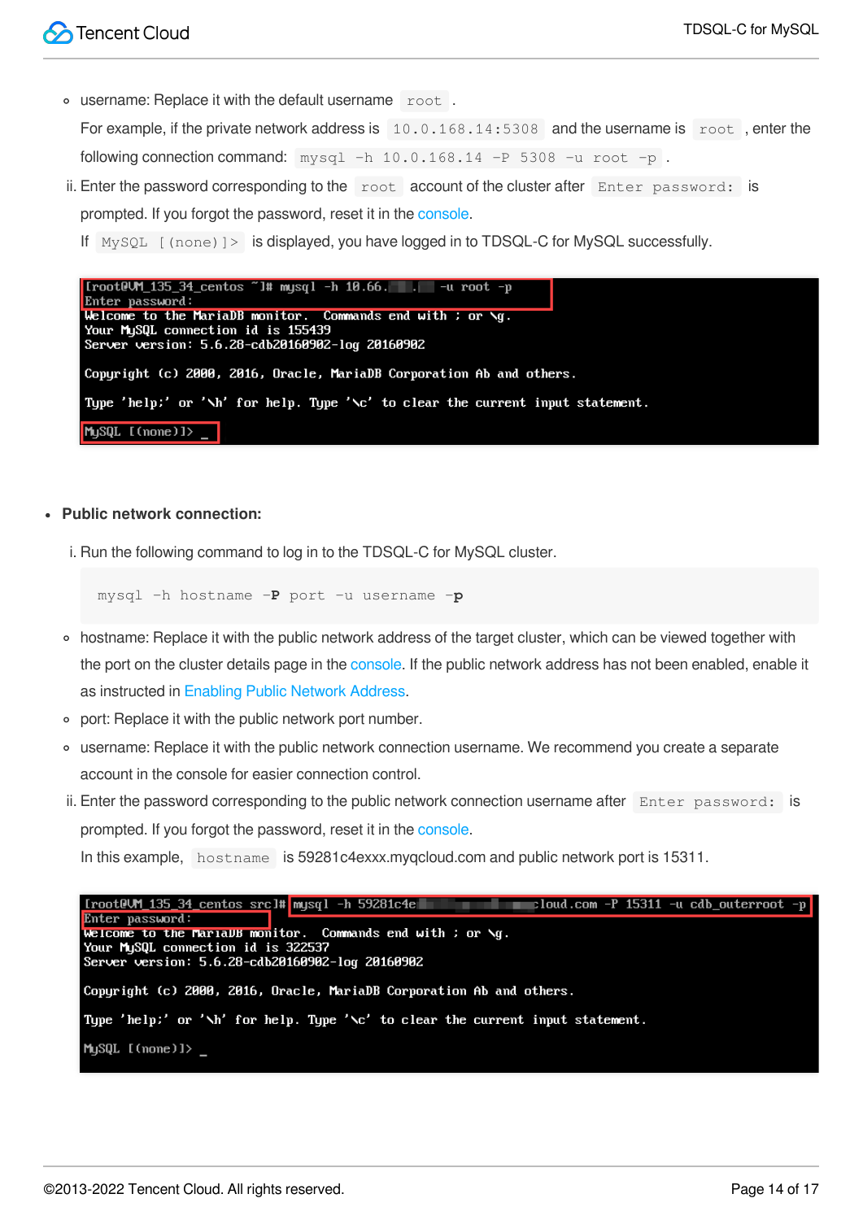- username: Replace it with the default username `root` .

  For example, if the private network address is `10.0.168.14:5308` and the username is `root` , enter the following connection command: `mysql -h 10.0.168.14 -P 5308 -u root -p` .

ii. Enter the password corresponding to the `root` account of the cluster after `Enter password:` is prompted. If you forgot the password, reset it in the console.

If `MySQL [(none)]>` is displayed, you have logged in to TDSQL-C for MySQL successfully.

```
[root@VM_135_34_centos ~]# mysql -h 10.66.  .   -u root -p
Enter password:
Welcome to the MariaDB monitor.  Commands end with ; or \g.
Your MySQL connection id is 155439
Server version: 5.6.28-cdb20160902-log 20160902

Copyright (c) 2000, 2016, Oracle, MariaDB Corporation Ab and others.

Type 'help;' or '\h' for help. Type '\c' to clear the current input statement.

MySQL [(none)]> _
```

- **Public network connection:**

i. Run the following command to log in to the TDSQL-C for MySQL cluster.

```
mysql -h hostname -P port -u username -p
```

- hostname: Replace it with the public network address of the target cluster, which can be viewed together with the port on the cluster details page in the console. If the public network address has not been enabled, enable it as instructed in Enabling Public Network Address.
- port: Replace it with the public network port number.
- username: Replace it with the public network connection username. We recommend you create a separate account in the console for easier connection control.

ii. Enter the password corresponding to the public network connection username after `Enter password:` is prompted. If you forgot the password, reset it in the console.

In this example, `hostname` is 59281c4exxx.myqcloud.com and public network port is 15311.

```
[root@VM_135_34_centos src]# mysql -h 59281c4e                cloud.com -P 15311 -u cdb_outerroot -p
Enter password:
Welcome to the MariaDB monitor.  Commands end with ; or \g.
Your MySQL connection id is 322537
Server version: 5.6.28-cdb20160902-log 20160902

Copyright (c) 2000, 2016, Oracle, MariaDB Corporation Ab and others.

Type 'help;' or '\h' for help. Type '\c' to clear the current input statement.

MySQL [(none)]> _
```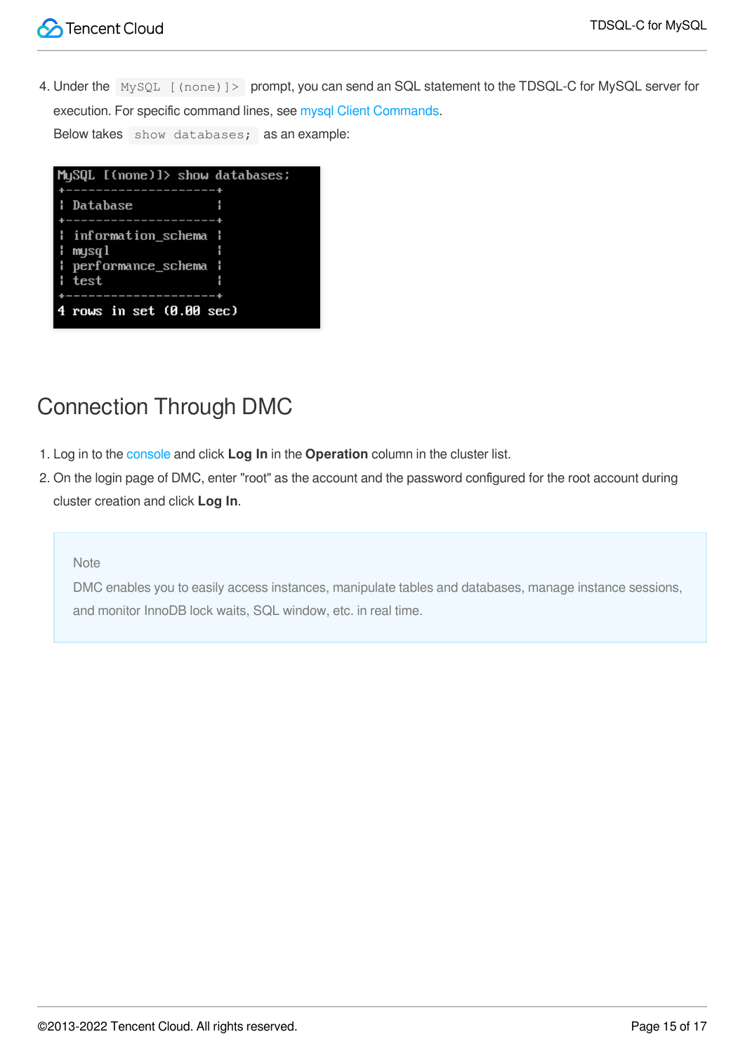4. Under the `MySQL [(none)]>` prompt, you can send an SQL statement to the TDSQL-C for MySQL server for execution. For specific command lines, see mysql Client Commands.
   Below takes `show databases;` as an example:

```
MySQL [(none)]> show databases;
+--------------------+
| Database           |
+--------------------+
| information_schema |
| mysql              |
| performance_schema |
| test               |
+--------------------+
4 rows in set (0.00 sec)
```

## Connection Through DMC

1. Log in to the console and click **Log In** in the **Operation** column in the cluster list.
2. On the login page of DMC, enter "root" as the account and the password configured for the root account during cluster creation and click **Log In**.

> Note
> DMC enables you to easily access instances, manipulate tables and databases, manage instance sessions, and monitor InnoDB lock waits, SQL window, etc. in real time.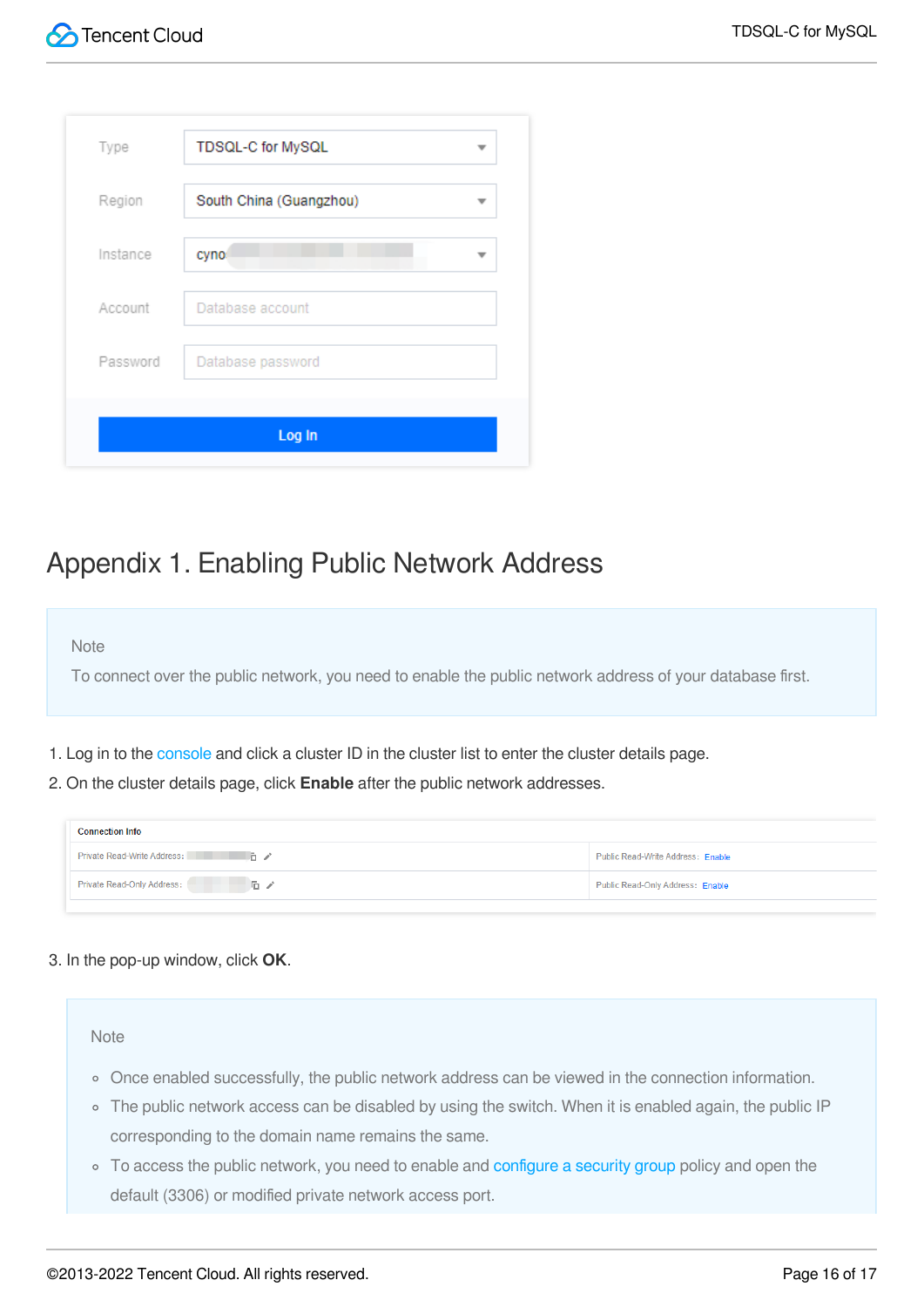# Appendix 1. Enabling Public Network Address

> Note
> To connect over the public network, you need to enable the public network address of your database first.

1. Log in to the console and click a cluster ID in the cluster list to enter the cluster details page.
2. On the cluster details page, click **Enable** after the public network addresses.
3. In the pop-up window, click **OK**.

> Note
> - Once enabled successfully, the public network address can be viewed in the connection information.
> - The public network access can be disabled by using the switch. When it is enabled again, the public IP corresponding to the domain name remains the same.
> - To access the public network, you need to enable and configure a security group policy and open the default (3306) or modified private network access port.